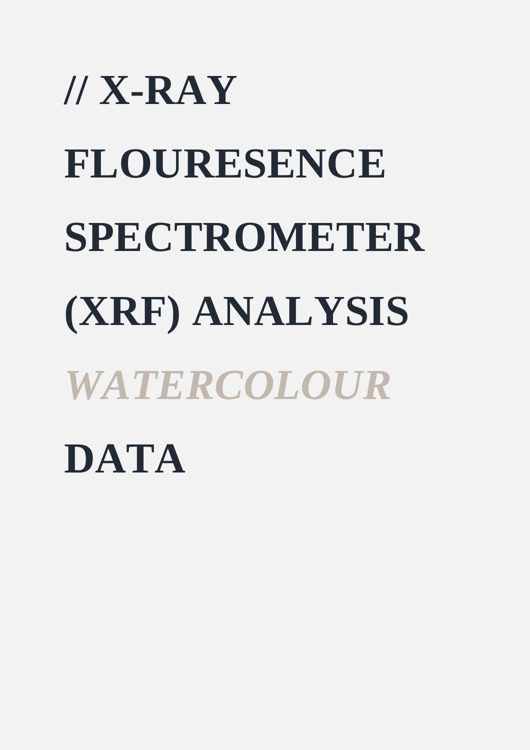# // X-RAY FLOURESENCE SPECTROMETER (XRF) ANALYSIS *WATERCOLOUR* DATA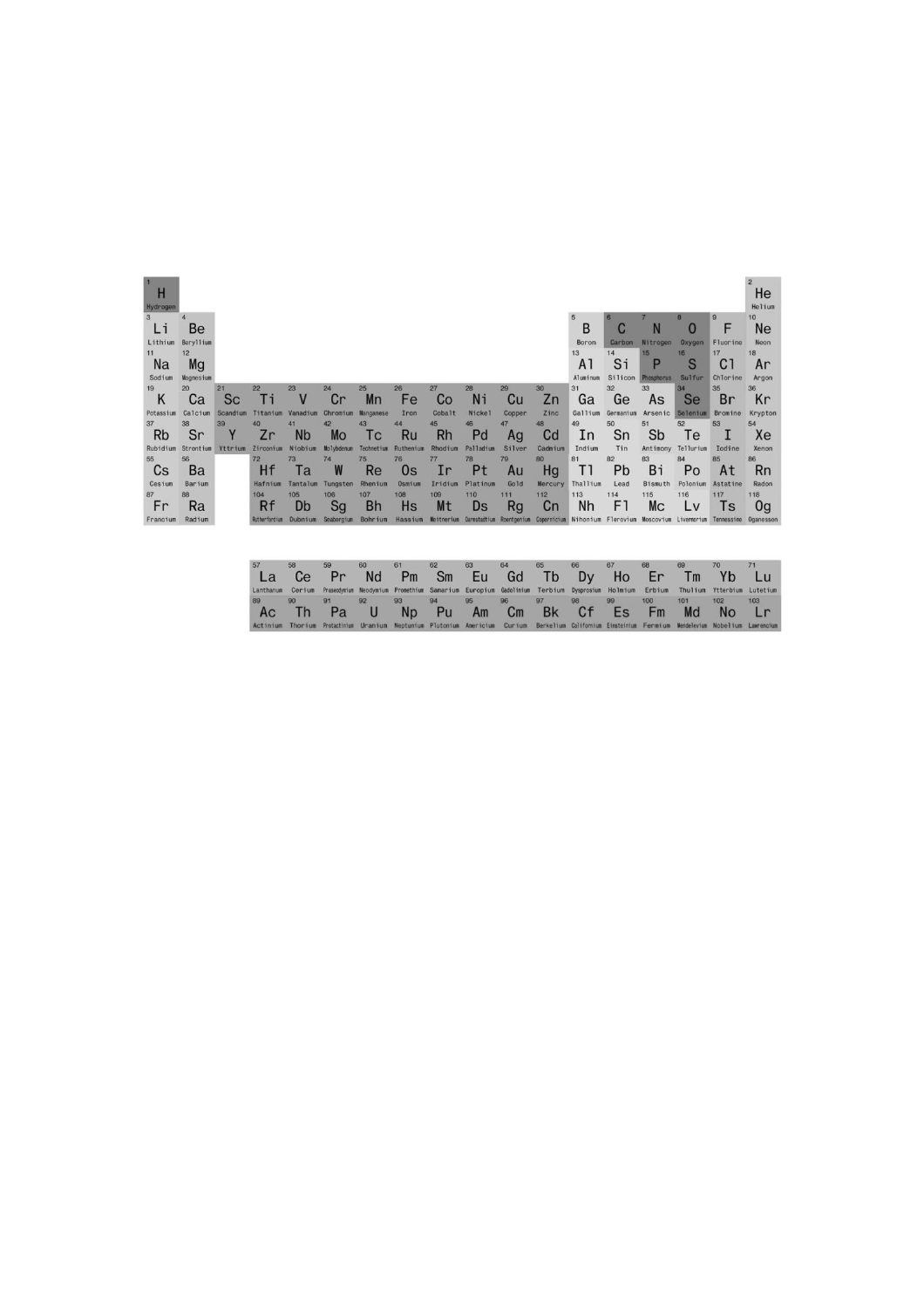| 1 H Hydrogen | | | | | | | | | | | | | | | | | 2 He Helium |
|---|---|---|---|---|---|---|---|---|---|---|---|---|---|---|---|---|---|
| 3 Li Lithium | 4 Be Beryllium | | | | | | | | | | | 5 B Boron | 6 C Carbon | 7 N Nitrogen | 8 O Oxygen | 9 F Fluorine | 10 Ne Neon |
| 11 Na Sodium | 12 Mg Magnesium | | | | | | | | | | | 13 Al Aluminum | 14 Si Silicon | 15 P Phosphorus | 16 S Sulfur | 17 Cl Chlorine | 18 Ar Argon |
| 19 K Potassium | 20 Ca Calcium | 21 Sc Scandium | 22 Ti Titanium | 23 V Vanadium | 24 Cr Chromium | 25 Mn Manganese | 26 Fe Iron | 27 Co Cobalt | 28 Ni Nickel | 29 Cu Copper | 30 Zn Zinc | 31 Ga Gallium | 32 Ge Germanium | 33 As Arsenic | 34 Se Selenium | 35 Br Bromine | 36 Kr Krypton |
| 37 Rb Rubidium | 38 Sr Strontium | 39 Y Yttrium | 40 Zr Zirconium | 41 Nb Niobium | 42 Mo Molybdenum | 43 Tc Technetium | 44 Ru Ruthenium | 45 Rh Rhodium | 46 Pd Palladium | 47 Ag Silver | 48 Cd Cadmium | 49 In Indium | 50 Sn Tin | 51 Sb Antimony | 52 Te Tellurium | 53 I Iodine | 54 Xe Xenon |
| 55 Cs Cesium | 56 Ba Barium | | 72 Hf Hafnium | 73 Ta Tantalum | 74 W Tungsten | 75 Re Rhenium | 76 Os Osmium | 77 Ir Iridium | 78 Pt Platinum | 79 Au Gold | 80 Hg Mercury | 81 Tl Thallium | 82 Pb Lead | 83 Bi Bismuth | 84 Po Polonium | 85 At Astatine | 86 Rn Radon |
| 87 Fr Francium | 88 Ra Radium | | 104 Rf Rutherfordium | 105 Db Dubnium | 106 Sg Seaborgium | 107 Bh Bohrium | 108 Hs Hassium | 109 Mt Meitnerium | 110 Ds Darmstadtium | 111 Rg Roentgenium | 112 Cn Copernicium | 113 Nh Nihonium | 114 Fl Flerovium | 115 Mc Moscovium | 116 Lv Livermorium | 117 Ts Tennessine | 118 Og Oganesson |
| | | | | | | | | | | | | | | | | | |
| | | | 57 La Lanthanum | 58 Ce Cerium | 59 Pr Praseodymium | 60 Nd Neodymium | 61 Pm Promethium | 62 Sm Samarium | 63 Eu Europium | 64 Gd Gadolinium | 65 Tb Terbium | 66 Dy Dysprosium | 67 Ho Holmium | 68 Er Erbium | 69 Tm Thulium | 70 Yb Ytterbium | 71 Lu Lutetium |
| | | | 89 Ac Actinium | 90 Th Thorium | 91 Pa Protactinium | 92 U Uranium | 93 Np Neptunium | 94 Pu Plutonium | 95 Am Americium | 96 Cm Curium | 97 Bk Berkelium | 98 Cf Californium | 99 Es Einsteinium | 100 Fm Fermium | 101 Md Mendelevium | 102 No Nobelium | 103 Lr Lawrencium |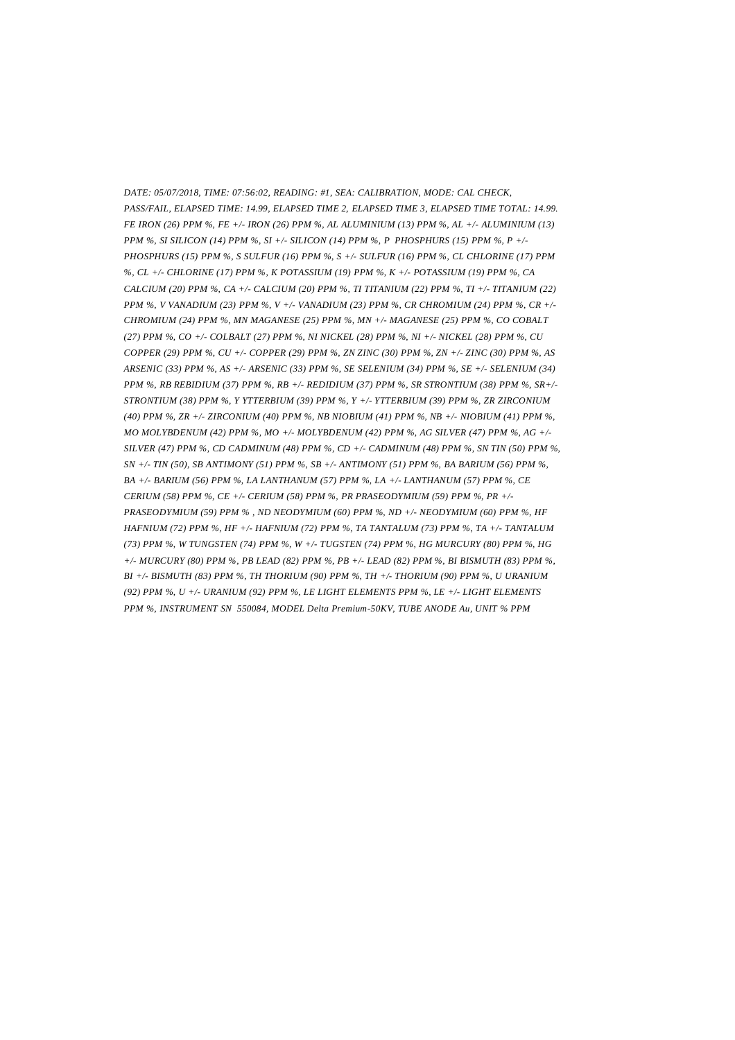*DATE: 05/07/2018, TIME: 07:56:02, READING: #1, SEA: CALIBRATION, MODE: CAL CHECK, PASS/FAIL, ELAPSED TIME: 14.99, ELAPSED TIME 2, ELAPSED TIME 3, ELAPSED TIME TOTAL: 14.99. FE IRON (26) PPM %, FE +/- IRON (26) PPM %, AL ALUMINIUM (13) PPM %, AL +/- ALUMINIUM (13) PPM %, SI SILICON (14) PPM %, SI +/- SILICON (14) PPM %, P PHOSPHURS (15) PPM %, P +/- PHOSPHURS (15) PPM %, S SULFUR (16) PPM %, S +/- SULFUR (16) PPM %, CL CHLORINE (17) PPM %, CL +/- CHLORINE (17) PPM %, K POTASSIUM (19) PPM %, K +/- POTASSIUM (19) PPM %, CA CALCIUM (20) PPM %, CA +/- CALCIUM (20) PPM %, TI TITANIUM (22) PPM %, TI +/- TITANIUM (22) PPM %, V VANADIUM (23) PPM %, V +/- VANADIUM (23) PPM %, CR CHROMIUM (24) PPM %, CR +/- CHROMIUM (24) PPM %, MN MAGANESE (25) PPM %, MN +/- MAGANESE (25) PPM %, CO COBALT (27) PPM %, CO +/- COLBALT (27) PPM %, NI NICKEL (28) PPM %, NI +/- NICKEL (28) PPM %, CU COPPER (29) PPM %, CU +/- COPPER (29) PPM %, ZN ZINC (30) PPM %, ZN +/- ZINC (30) PPM %, AS ARSENIC (33) PPM %, AS +/- ARSENIC (33) PPM %, SE SELENIUM (34) PPM %, SE +/- SELENIUM (34) PPM %, RB REBIDIUM (37) PPM %, RB +/- REDIDIUM (37) PPM %, SR STRONTIUM (38) PPM %, SR+/- STRONTIUM (38) PPM %, Y YTTERBIUM (39) PPM %, Y +/- YTTERBIUM (39) PPM %, ZR ZIRCONIUM (40) PPM %, ZR +/- ZIRCONIUM (40) PPM %, NB NIOBIUM (41) PPM %, NB +/- NIOBIUM (41) PPM %, MO MOLYBDENUM (42) PPM %, MO +/- MOLYBDENUM (42) PPM %, AG SILVER (47) PPM %, AG +/- SILVER (47) PPM %, CD CADMINUM (48) PPM %, CD +/- CADMINUM (48) PPM %, SN TIN (50) PPM %, SN +/- TIN (50), SB ANTIMONY (51) PPM %, SB +/- ANTIMONY (51) PPM %, BA BARIUM (56) PPM %, BA +/- BARIUM (56) PPM %, LA LANTHANUM (57) PPM %, LA +/- LANTHANUM (57) PPM %, CE CERIUM (58) PPM %, CE +/- CERIUM (58) PPM %, PR PRASEODYMIUM (59) PPM %, PR +/- PRASEODYMIUM (59) PPM % , ND NEODYMIUM (60) PPM %, ND +/- NEODYMIUM (60) PPM %, HF HAFNIUM (72) PPM %, HF +/- HAFNIUM (72) PPM %, TA TANTALUM (73) PPM %, TA +/- TANTALUM (73) PPM %, W TUNGSTEN (74) PPM %, W +/- TUGSTEN (74) PPM %, HG MURCURY (80) PPM %, HG +/- MURCURY (80) PPM %, PB LEAD (82) PPM %, PB +/- LEAD (82) PPM %, BI BISMUTH (83) PPM %, BI +/- BISMUTH (83) PPM %, TH THORIUM (90) PPM %, TH +/- THORIUM (90) PPM %, U URANIUM (92) PPM %, U +/- URANIUM (92) PPM %, LE LIGHT ELEMENTS PPM %, LE +/- LIGHT ELEMENTS PPM %, INSTRUMENT SN 550084, MODEL Delta Premium-50KV, TUBE ANODE Au, UNIT % PPM*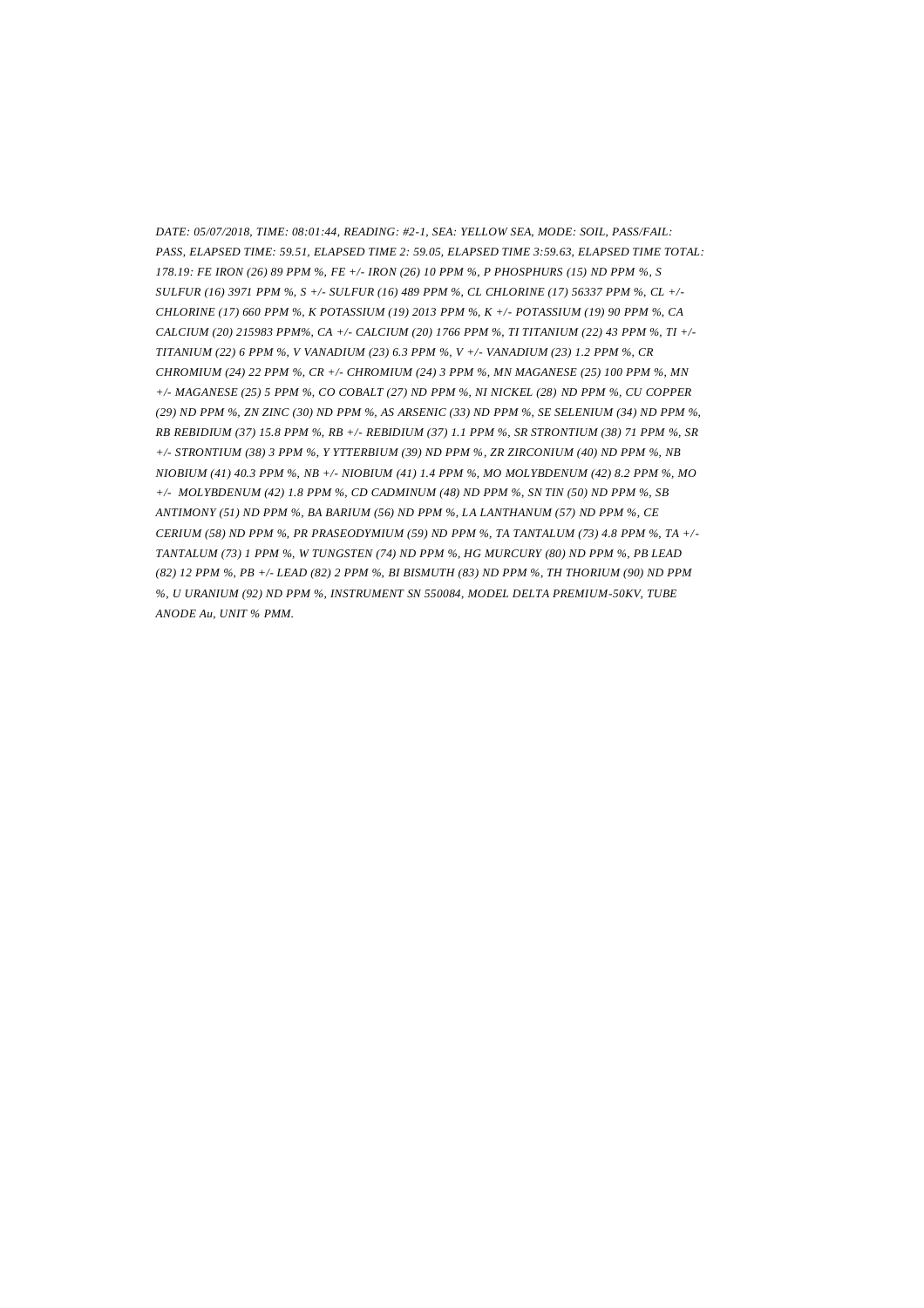*DATE: 05/07/2018, TIME: 08:01:44, READING: #2-1, SEA: YELLOW SEA, MODE: SOIL, PASS/FAIL: PASS, ELAPSED TIME: 59.51, ELAPSED TIME 2: 59.05, ELAPSED TIME 3:59.63, ELAPSED TIME TOTAL: 178.19: FE IRON (26) 89 PPM %, FE +/- IRON (26) 10 PPM %, P PHOSPHURS (15) ND PPM %, S SULFUR (16) 3971 PPM %, S +/- SULFUR (16) 489 PPM %, CL CHLORINE (17) 56337 PPM %, CL +/- CHLORINE (17) 660 PPM %, K POTASSIUM (19) 2013 PPM %, K +/- POTASSIUM (19) 90 PPM %, CA CALCIUM (20) 215983 PPM%, CA +/- CALCIUM (20) 1766 PPM %, TI TITANIUM (22) 43 PPM %, TI +/- TITANIUM (22) 6 PPM %, V VANADIUM (23) 6.3 PPM %, V +/- VANADIUM (23) 1.2 PPM %, CR CHROMIUM (24) 22 PPM %, CR +/- CHROMIUM (24) 3 PPM %, MN MAGANESE (25) 100 PPM %, MN +/- MAGANESE (25) 5 PPM %, CO COBALT (27) ND PPM %, NI NICKEL (28) ND PPM %, CU COPPER (29) ND PPM %, ZN ZINC (30) ND PPM %, AS ARSENIC (33) ND PPM %, SE SELENIUM (34) ND PPM %, RB REBIDIUM (37) 15.8 PPM %, RB +/- REBIDIUM (37) 1.1 PPM %, SR STRONTIUM (38) 71 PPM %, SR +/- STRONTIUM (38) 3 PPM %, Y YTTERBIUM (39) ND PPM %, ZR ZIRCONIUM (40) ND PPM %, NB NIOBIUM (41) 40.3 PPM %, NB +/- NIOBIUM (41) 1.4 PPM %, MO MOLYBDENUM (42) 8.2 PPM %, MO +/- MOLYBDENUM (42) 1.8 PPM %, CD CADMINUM (48) ND PPM %, SN TIN (50) ND PPM %, SB ANTIMONY (51) ND PPM %, BA BARIUM (56) ND PPM %, LA LANTHANUM (57) ND PPM %, CE CERIUM (58) ND PPM %, PR PRASEODYMIUM (59) ND PPM %, TA TANTALUM (73) 4.8 PPM %, TA +/- TANTALUM (73) 1 PPM %, W TUNGSTEN (74) ND PPM %, HG MURCURY (80) ND PPM %, PB LEAD (82) 12 PPM %, PB +/- LEAD (82) 2 PPM %, BI BISMUTH (83) ND PPM %, TH THORIUM (90) ND PPM %, U URANIUM (92) ND PPM %, INSTRUMENT SN 550084, MODEL DELTA PREMIUM-50KV, TUBE ANODE Au, UNIT % PMM.*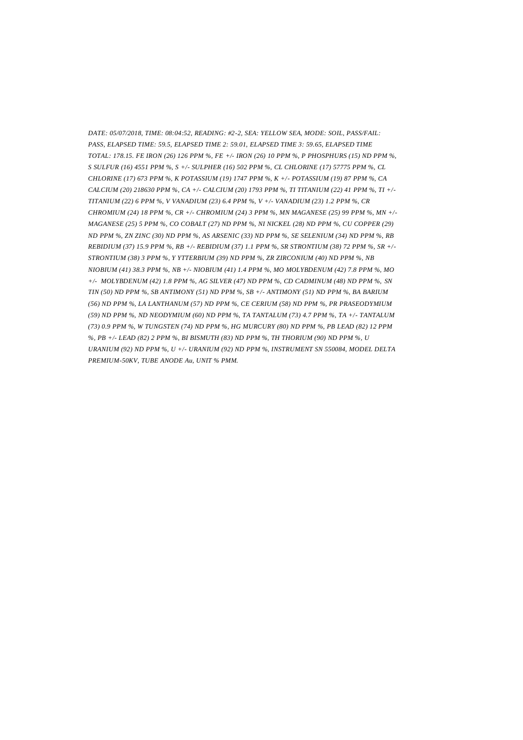*DATE: 05/07/2018, TIME: 08:04:52, READING: #2-2, SEA: YELLOW SEA, MODE: SOIL, PASS/FAIL: PASS, ELAPSED TIME: 59.5, ELAPSED TIME 2: 59.01, ELAPSED TIME 3: 59.65, ELAPSED TIME TOTAL: 178.15. FE IRON (26) 126 PPM %, FE +/- IRON (26) 10 PPM %, P PHOSPHURS (15) ND PPM %, S SULFUR (16) 4551 PPM %, S +/- SULPHER (16) 502 PPM %, CL CHLORINE (17) 57775 PPM %, CL CHLORINE (17) 673 PPM %, K POTASSIUM (19) 1747 PPM %, K +/- POTASSIUM (19) 87 PPM %, CA CALCIUM (20) 218630 PPM %, CA +/- CALCIUM (20) 1793 PPM %, TI TITANIUM (22) 41 PPM %, TI +/- TITANIUM (22) 6 PPM %, V VANADIUM (23) 6.4 PPM %, V +/- VANADIUM (23) 1.2 PPM %, CR CHROMIUM (24) 18 PPM %, CR +/- CHROMIUM (24) 3 PPM %, MN MAGANESE (25) 99 PPM %, MN +/- MAGANESE (25) 5 PPM %, CO COBALT (27) ND PPM %, NI NICKEL (28) ND PPM %, CU COPPER (29) ND PPM %, ZN ZINC (30) ND PPM %, AS ARSENIC (33) ND PPM %, SE SELENIUM (34) ND PPM %, RB REBIDIUM (37) 15.9 PPM %, RB +/- REBIDIUM (37) 1.1 PPM %, SR STRONTIUM (38) 72 PPM %, SR +/- STRONTIUM (38) 3 PPM %, Y YTTERBIUM (39) ND PPM %, ZR ZIRCONIUM (40) ND PPM %, NB NIOBIUM (41) 38.3 PPM %, NB +/- NIOBIUM (41) 1.4 PPM %, MO MOLYBDENUM (42) 7.8 PPM %, MO +/- MOLYBDENUM (42) 1.8 PPM %, AG SILVER (47) ND PPM %, CD CADMINUM (48) ND PPM %, SN TIN (50) ND PPM %, SB ANTIMONY (51) ND PPM %, SB +/- ANTIMONY (51) ND PPM %, BA BARIUM (56) ND PPM %, LA LANTHANUM (57) ND PPM %, CE CERIUM (58) ND PPM %, PR PRASEODYMIUM (59) ND PPM %, ND NEODYMIUM (60) ND PPM %, TA TANTALUM (73) 4.7 PPM %, TA +/- TANTALUM (73) 0.9 PPM %, W TUNGSTEN (74) ND PPM %, HG MURCURY (80) ND PPM %, PB LEAD (82) 12 PPM %, PB +/- LEAD (82) 2 PPM %, BI BISMUTH (83) ND PPM %, TH THORIUM (90) ND PPM %, U URANIUM (92) ND PPM %, U +/- URANIUM (92) ND PPM %, INSTRUMENT SN 550084, MODEL DELTA PREMIUM-50KV, TUBE ANODE Au, UNIT % PMM.*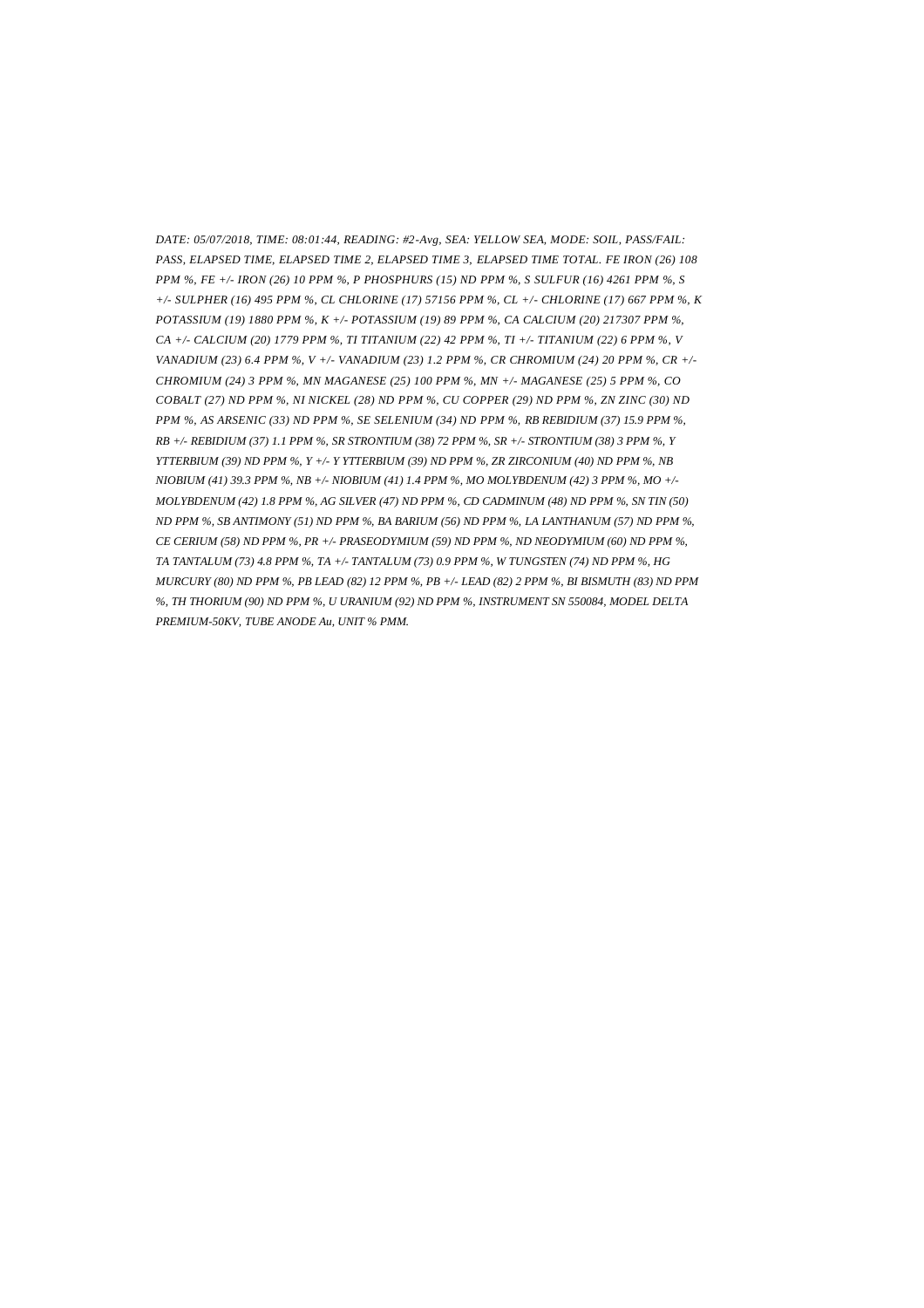*DATE: 05/07/2018, TIME: 08:01:44, READING: #2-Avg, SEA: YELLOW SEA, MODE: SOIL, PASS/FAIL: PASS, ELAPSED TIME, ELAPSED TIME 2, ELAPSED TIME 3, ELAPSED TIME TOTAL. FE IRON (26) 108 PPM %, FE +/- IRON (26) 10 PPM %, P PHOSPHURS (15) ND PPM %, S SULFUR (16) 4261 PPM %, S +/- SULPHER (16) 495 PPM %, CL CHLORINE (17) 57156 PPM %, CL +/- CHLORINE (17) 667 PPM %, K POTASSIUM (19) 1880 PPM %, K +/- POTASSIUM (19) 89 PPM %, CA CALCIUM (20) 217307 PPM %, CA +/- CALCIUM (20) 1779 PPM %, TI TITANIUM (22) 42 PPM %, TI +/- TITANIUM (22) 6 PPM %, V VANADIUM (23) 6.4 PPM %, V +/- VANADIUM (23) 1.2 PPM %, CR CHROMIUM (24) 20 PPM %, CR +/- CHROMIUM (24) 3 PPM %, MN MAGANESE (25) 100 PPM %, MN +/- MAGANESE (25) 5 PPM %, CO COBALT (27) ND PPM %, NI NICKEL (28) ND PPM %, CU COPPER (29) ND PPM %, ZN ZINC (30) ND PPM %, AS ARSENIC (33) ND PPM %, SE SELENIUM (34) ND PPM %, RB REBIDIUM (37) 15.9 PPM %, RB +/- REBIDIUM (37) 1.1 PPM %, SR STRONTIUM (38) 72 PPM %, SR +/- STRONTIUM (38) 3 PPM %, Y YTTERBIUM (39) ND PPM %, Y +/- Y YTTERBIUM (39) ND PPM %, ZR ZIRCONIUM (40) ND PPM %, NB NIOBIUM (41) 39.3 PPM %, NB +/- NIOBIUM (41) 1.4 PPM %, MO MOLYBDENUM (42) 3 PPM %, MO +/- MOLYBDENUM (42) 1.8 PPM %, AG SILVER (47) ND PPM %, CD CADMINUM (48) ND PPM %, SN TIN (50) ND PPM %, SB ANTIMONY (51) ND PPM %, BA BARIUM (56) ND PPM %, LA LANTHANUM (57) ND PPM %, CE CERIUM (58) ND PPM %, PR +/- PRASEODYMIUM (59) ND PPM %, ND NEODYMIUM (60) ND PPM %, TA TANTALUM (73) 4.8 PPM %, TA +/- TANTALUM (73) 0.9 PPM %, W TUNGSTEN (74) ND PPM %, HG MURCURY (80) ND PPM %, PB LEAD (82) 12 PPM %, PB +/- LEAD (82) 2 PPM %, BI BISMUTH (83) ND PPM %, TH THORIUM (90) ND PPM %, U URANIUM (92) ND PPM %, INSTRUMENT SN 550084, MODEL DELTA PREMIUM-50KV, TUBE ANODE Au, UNIT % PMM.*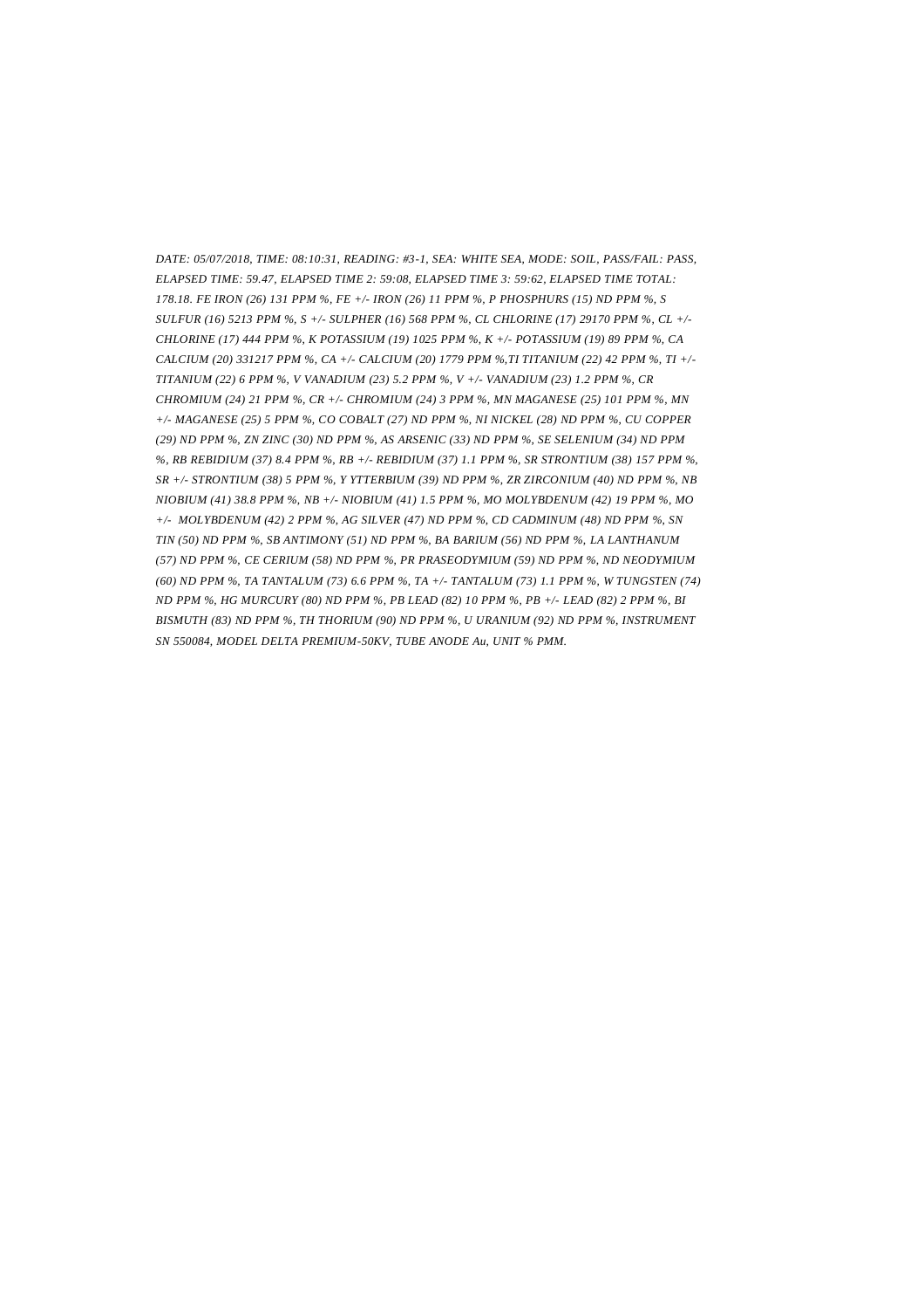*DATE: 05/07/2018, TIME: 08:10:31, READING: #3-1, SEA: WHITE SEA, MODE: SOIL, PASS/FAIL: PASS, ELAPSED TIME: 59.47, ELAPSED TIME 2: 59:08, ELAPSED TIME 3: 59:62, ELAPSED TIME TOTAL: 178.18. FE IRON (26) 131 PPM %, FE +/- IRON (26) 11 PPM %, P PHOSPHURS (15) ND PPM %, S SULFUR (16) 5213 PPM %, S +/- SULPHER (16) 568 PPM %, CL CHLORINE (17) 29170 PPM %, CL +/- CHLORINE (17) 444 PPM %, K POTASSIUM (19) 1025 PPM %, K +/- POTASSIUM (19) 89 PPM %, CA CALCIUM (20) 331217 PPM %, CA +/- CALCIUM (20) 1779 PPM %,TI TITANIUM (22) 42 PPM %, TI +/- TITANIUM (22) 6 PPM %, V VANADIUM (23) 5.2 PPM %, V +/- VANADIUM (23) 1.2 PPM %, CR CHROMIUM (24) 21 PPM %, CR +/- CHROMIUM (24) 3 PPM %, MN MAGANESE (25) 101 PPM %, MN +/- MAGANESE (25) 5 PPM %, CO COBALT (27) ND PPM %, NI NICKEL (28) ND PPM %, CU COPPER (29) ND PPM %, ZN ZINC (30) ND PPM %, AS ARSENIC (33) ND PPM %, SE SELENIUM (34) ND PPM %, RB REBIDIUM (37) 8.4 PPM %, RB +/- REBIDIUM (37) 1.1 PPM %, SR STRONTIUM (38) 157 PPM %, SR +/- STRONTIUM (38) 5 PPM %, Y YTTERBIUM (39) ND PPM %, ZR ZIRCONIUM (40) ND PPM %, NB NIOBIUM (41) 38.8 PPM %, NB +/- NIOBIUM (41) 1.5 PPM %, MO MOLYBDENUM (42) 19 PPM %, MO +/- MOLYBDENUM (42) 2 PPM %, AG SILVER (47) ND PPM %, CD CADMINUM (48) ND PPM %, SN TIN (50) ND PPM %, SB ANTIMONY (51) ND PPM %, BA BARIUM (56) ND PPM %, LA LANTHANUM (57) ND PPM %, CE CERIUM (58) ND PPM %, PR PRASEODYMIUM (59) ND PPM %, ND NEODYMIUM (60) ND PPM %, TA TANTALUM (73) 6.6 PPM %, TA +/- TANTALUM (73) 1.1 PPM %, W TUNGSTEN (74) ND PPM %, HG MURCURY (80) ND PPM %, PB LEAD (82) 10 PPM %, PB +/- LEAD (82) 2 PPM %, BI BISMUTH (83) ND PPM %, TH THORIUM (90) ND PPM %, U URANIUM (92) ND PPM %, INSTRUMENT SN 550084, MODEL DELTA PREMIUM-50KV, TUBE ANODE Au, UNIT % PMM.*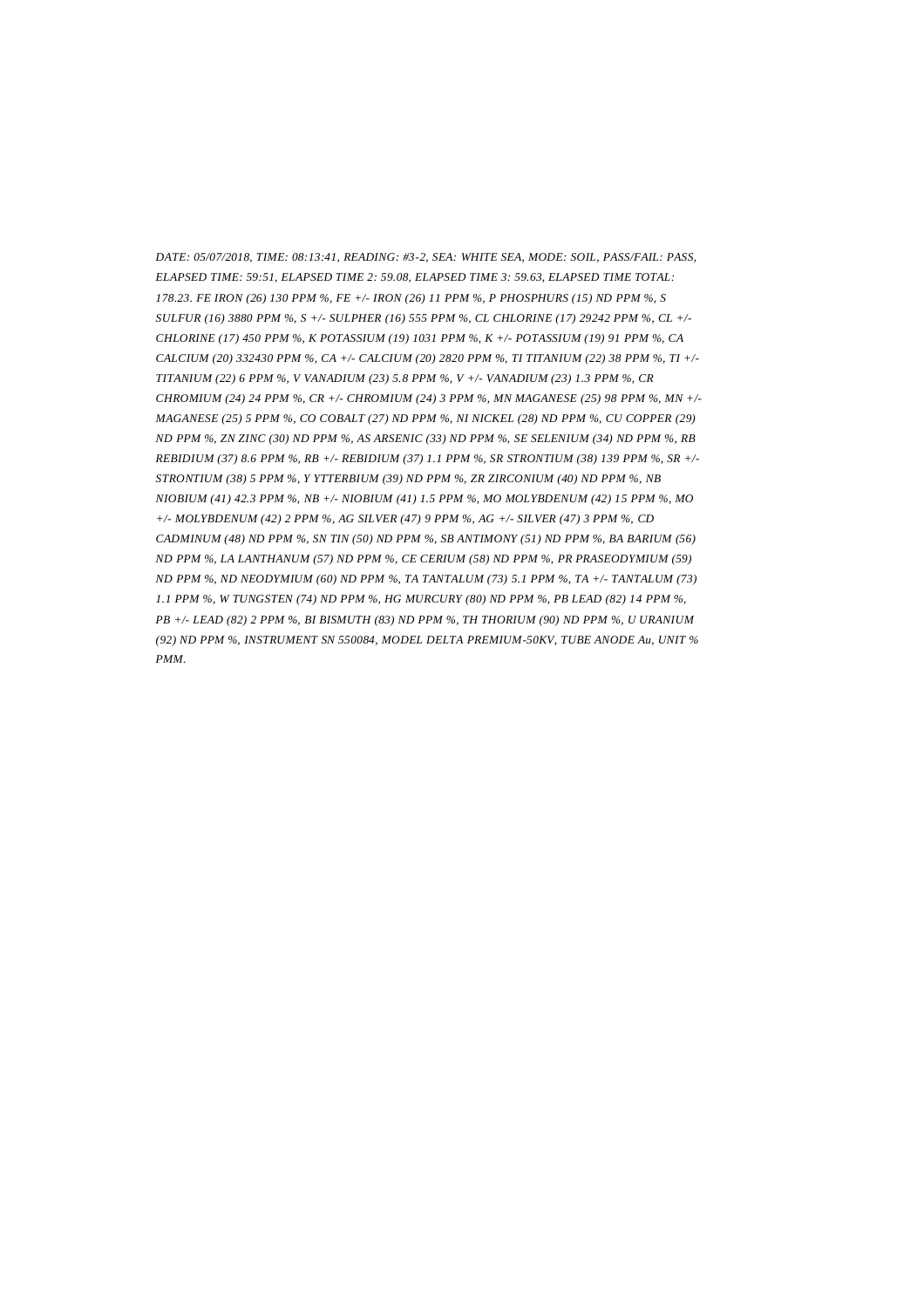*DATE: 05/07/2018, TIME: 08:13:41, READING: #3-2, SEA: WHITE SEA, MODE: SOIL, PASS/FAIL: PASS, ELAPSED TIME: 59:51, ELAPSED TIME 2: 59.08, ELAPSED TIME 3: 59.63, ELAPSED TIME TOTAL: 178.23. FE IRON (26) 130 PPM %, FE +/- IRON (26) 11 PPM %, P PHOSPHURS (15) ND PPM %, S SULFUR (16) 3880 PPM %, S +/- SULPHER (16) 555 PPM %, CL CHLORINE (17) 29242 PPM %, CL +/- CHLORINE (17) 450 PPM %, K POTASSIUM (19) 1031 PPM %, K +/- POTASSIUM (19) 91 PPM %, CA CALCIUM (20) 332430 PPM %, CA +/- CALCIUM (20) 2820 PPM %, TI TITANIUM (22) 38 PPM %, TI +/- TITANIUM (22) 6 PPM %, V VANADIUM (23) 5.8 PPM %, V +/- VANADIUM (23) 1.3 PPM %, CR CHROMIUM (24) 24 PPM %, CR +/- CHROMIUM (24) 3 PPM %, MN MAGANESE (25) 98 PPM %, MN +/- MAGANESE (25) 5 PPM %, CO COBALT (27) ND PPM %, NI NICKEL (28) ND PPM %, CU COPPER (29) ND PPM %, ZN ZINC (30) ND PPM %, AS ARSENIC (33) ND PPM %, SE SELENIUM (34) ND PPM %, RB REBIDIUM (37) 8.6 PPM %, RB +/- REBIDIUM (37) 1.1 PPM %, SR STRONTIUM (38) 139 PPM %, SR +/- STRONTIUM (38) 5 PPM %, Y YTTERBIUM (39) ND PPM %, ZR ZIRCONIUM (40) ND PPM %, NB NIOBIUM (41) 42.3 PPM %, NB +/- NIOBIUM (41) 1.5 PPM %, MO MOLYBDENUM (42) 15 PPM %, MO +/- MOLYBDENUM (42) 2 PPM %, AG SILVER (47) 9 PPM %, AG +/- SILVER (47) 3 PPM %, CD CADMINUM (48) ND PPM %, SN TIN (50) ND PPM %, SB ANTIMONY (51) ND PPM %, BA BARIUM (56) ND PPM %, LA LANTHANUM (57) ND PPM %, CE CERIUM (58) ND PPM %, PR PRASEODYMIUM (59) ND PPM %, ND NEODYMIUM (60) ND PPM %, TA TANTALUM (73) 5.1 PPM %, TA +/- TANTALUM (73) 1.1 PPM %, W TUNGSTEN (74) ND PPM %, HG MURCURY (80) ND PPM %, PB LEAD (82) 14 PPM %, PB +/- LEAD (82) 2 PPM %, BI BISMUTH (83) ND PPM %, TH THORIUM (90) ND PPM %, U URANIUM (92) ND PPM %, INSTRUMENT SN 550084, MODEL DELTA PREMIUM-50KV, TUBE ANODE Au, UNIT % PMM.*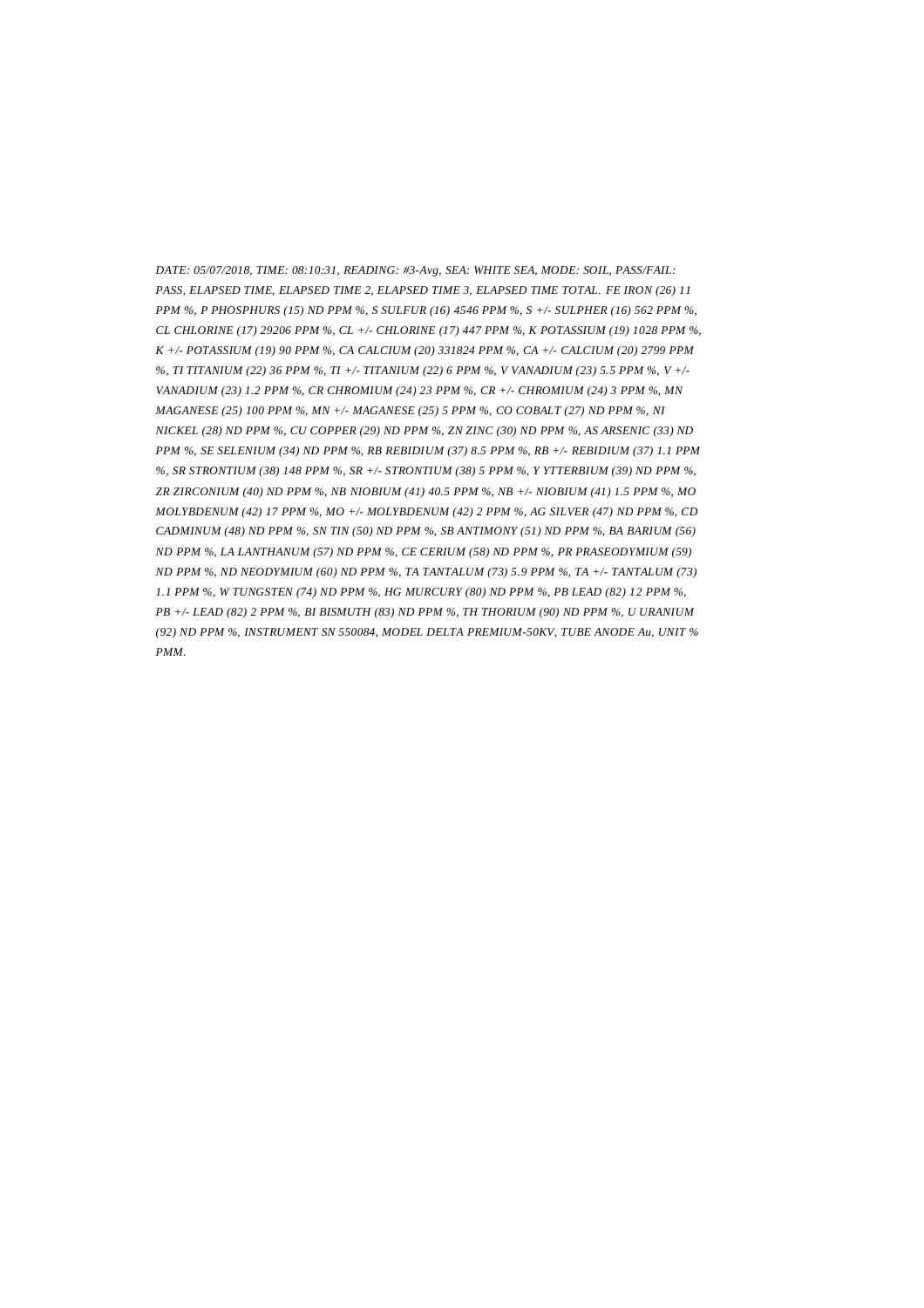*DATE: 05/07/2018, TIME: 08:10:31, READING: #3-Avg, SEA: WHITE SEA, MODE: SOIL, PASS/FAIL: PASS, ELAPSED TIME, ELAPSED TIME 2, ELAPSED TIME 3, ELAPSED TIME TOTAL. FE IRON (26) 11 PPM %, P PHOSPHURS (15) ND PPM %, S SULFUR (16) 4546 PPM %, S +/- SULPHER (16) 562 PPM %, CL CHLORINE (17) 29206 PPM %, CL +/- CHLORINE (17) 447 PPM %, K POTASSIUM (19) 1028 PPM %, K +/- POTASSIUM (19) 90 PPM %, CA CALCIUM (20) 331824 PPM %, CA +/- CALCIUM (20) 2799 PPM %, TI TITANIUM (22) 36 PPM %, TI +/- TITANIUM (22) 6 PPM %, V VANADIUM (23) 5.5 PPM %, V +/- VANADIUM (23) 1.2 PPM %, CR CHROMIUM (24) 23 PPM %, CR +/- CHROMIUM (24) 3 PPM %, MN MAGANESE (25) 100 PPM %, MN +/- MAGANESE (25) 5 PPM %, CO COBALT (27) ND PPM %, NI NICKEL (28) ND PPM %, CU COPPER (29) ND PPM %, ZN ZINC (30) ND PPM %, AS ARSENIC (33) ND PPM %, SE SELENIUM (34) ND PPM %, RB REBIDIUM (37) 8.5 PPM %, RB +/- REBIDIUM (37) 1.1 PPM %, SR STRONTIUM (38) 148 PPM %, SR +/- STRONTIUM (38) 5 PPM %, Y YTTERBIUM (39) ND PPM %, ZR ZIRCONIUM (40) ND PPM %, NB NIOBIUM (41) 40.5 PPM %, NB +/- NIOBIUM (41) 1.5 PPM %, MO MOLYBDENUM (42) 17 PPM %, MO +/- MOLYBDENUM (42) 2 PPM %, AG SILVER (47) ND PPM %, CD CADMINUM (48) ND PPM %, SN TIN (50) ND PPM %, SB ANTIMONY (51) ND PPM %, BA BARIUM (56) ND PPM %, LA LANTHANUM (57) ND PPM %, CE CERIUM (58) ND PPM %, PR PRASEODYMIUM (59) ND PPM %, ND NEODYMIUM (60) ND PPM %, TA TANTALUM (73) 5.9 PPM %, TA +/- TANTALUM (73) 1.1 PPM %, W TUNGSTEN (74) ND PPM %, HG MURCURY (80) ND PPM %, PB LEAD (82) 12 PPM %, PB +/- LEAD (82) 2 PPM %, BI BISMUTH (83) ND PPM %, TH THORIUM (90) ND PPM %, U URANIUM (92) ND PPM %, INSTRUMENT SN 550084, MODEL DELTA PREMIUM-50KV, TUBE ANODE Au, UNIT % PMM.*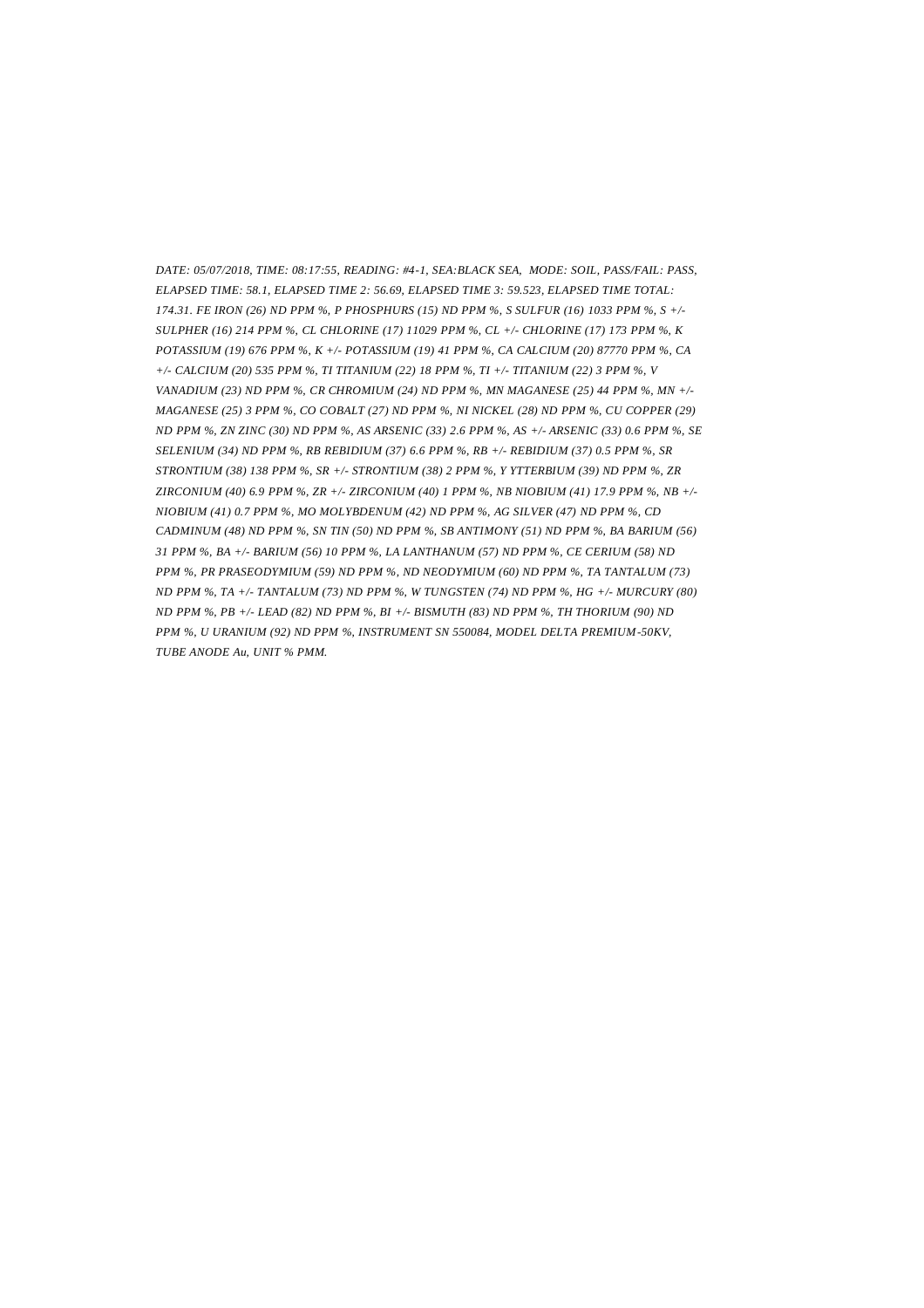*DATE: 05/07/2018, TIME: 08:17:55, READING: #4-1, SEA:BLACK SEA, MODE: SOIL, PASS/FAIL: PASS, ELAPSED TIME: 58.1, ELAPSED TIME 2: 56.69, ELAPSED TIME 3: 59.523, ELAPSED TIME TOTAL: 174.31. FE IRON (26) ND PPM %, P PHOSPHURS (15) ND PPM %, S SULFUR (16) 1033 PPM %, S +/- SULPHER (16) 214 PPM %, CL CHLORINE (17) 11029 PPM %, CL +/- CHLORINE (17) 173 PPM %, K POTASSIUM (19) 676 PPM %, K +/- POTASSIUM (19) 41 PPM %, CA CALCIUM (20) 87770 PPM %, CA +/- CALCIUM (20) 535 PPM %, TI TITANIUM (22) 18 PPM %, TI +/- TITANIUM (22) 3 PPM %, V VANADIUM (23) ND PPM %, CR CHROMIUM (24) ND PPM %, MN MAGANESE (25) 44 PPM %, MN +/- MAGANESE (25) 3 PPM %, CO COBALT (27) ND PPM %, NI NICKEL (28) ND PPM %, CU COPPER (29) ND PPM %, ZN ZINC (30) ND PPM %, AS ARSENIC (33) 2.6 PPM %, AS +/- ARSENIC (33) 0.6 PPM %, SE SELENIUM (34) ND PPM %, RB REBIDIUM (37) 6.6 PPM %, RB +/- REBIDIUM (37) 0.5 PPM %, SR STRONTIUM (38) 138 PPM %, SR +/- STRONTIUM (38) 2 PPM %, Y YTTERBIUM (39) ND PPM %, ZR ZIRCONIUM (40) 6.9 PPM %, ZR +/- ZIRCONIUM (40) 1 PPM %, NB NIOBIUM (41) 17.9 PPM %, NB +/- NIOBIUM (41) 0.7 PPM %, MO MOLYBDENUM (42) ND PPM %, AG SILVER (47) ND PPM %, CD CADMINUM (48) ND PPM %, SN TIN (50) ND PPM %, SB ANTIMONY (51) ND PPM %, BA BARIUM (56) 31 PPM %, BA +/- BARIUM (56) 10 PPM %, LA LANTHANUM (57) ND PPM %, CE CERIUM (58) ND PPM %, PR PRASEODYMIUM (59) ND PPM %, ND NEODYMIUM (60) ND PPM %, TA TANTALUM (73) ND PPM %, TA +/- TANTALUM (73) ND PPM %, W TUNGSTEN (74) ND PPM %, HG +/- MURCURY (80) ND PPM %, PB +/- LEAD (82) ND PPM %, BI +/- BISMUTH (83) ND PPM %, TH THORIUM (90) ND PPM %, U URANIUM (92) ND PPM %, INSTRUMENT SN 550084, MODEL DELTA PREMIUM-50KV, TUBE ANODE Au, UNIT % PMM.*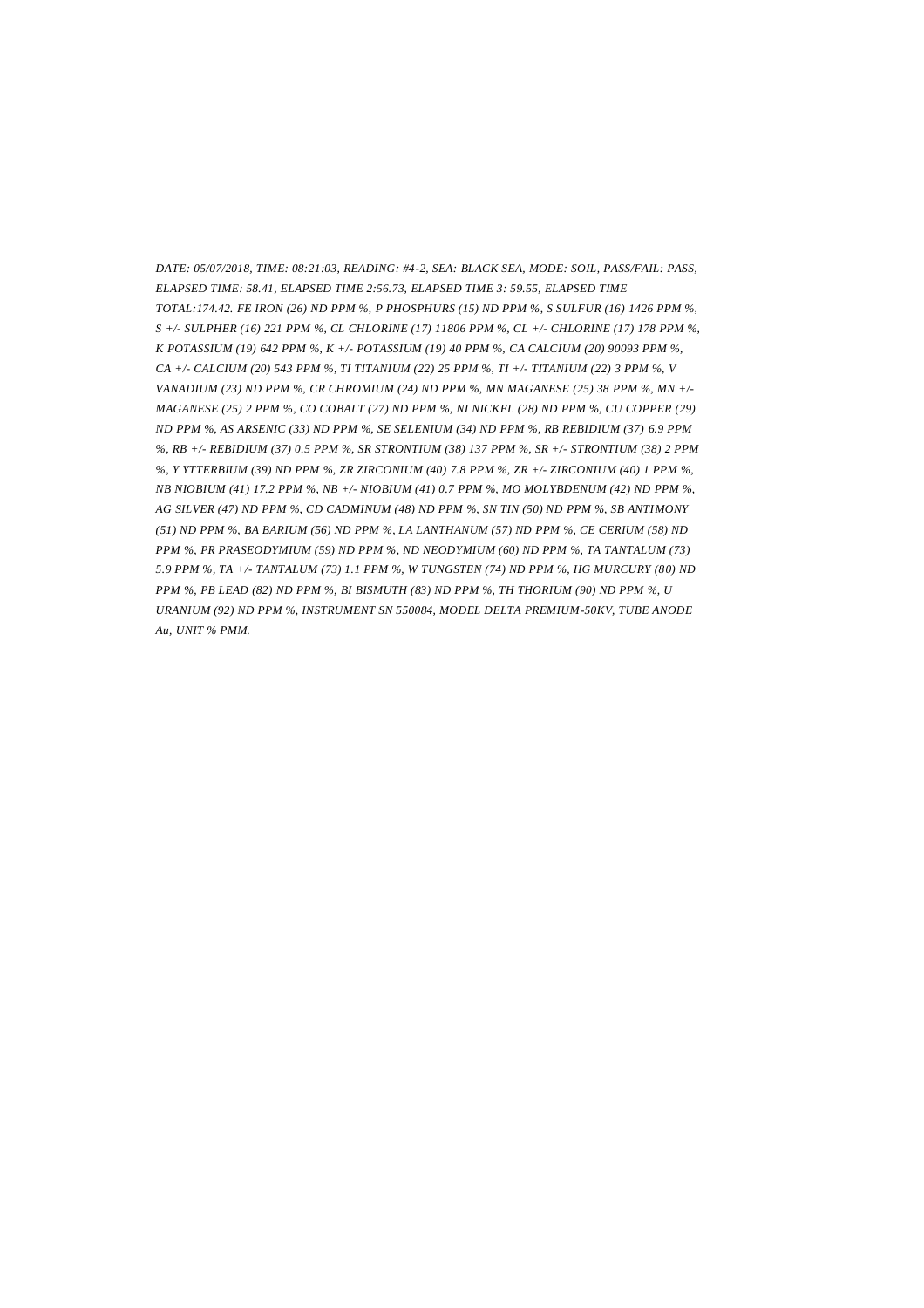*DATE: 05/07/2018, TIME: 08:21:03, READING: #4-2, SEA: BLACK SEA, MODE: SOIL, PASS/FAIL: PASS, ELAPSED TIME: 58.41, ELAPSED TIME 2:56.73, ELAPSED TIME 3: 59.55, ELAPSED TIME TOTAL:174.42. FE IRON (26) ND PPM %, P PHOSPHURS (15) ND PPM %, S SULFUR (16) 1426 PPM %, S +/- SULPHER (16) 221 PPM %, CL CHLORINE (17) 11806 PPM %, CL +/- CHLORINE (17) 178 PPM %, K POTASSIUM (19) 642 PPM %, K +/- POTASSIUM (19) 40 PPM %, CA CALCIUM (20) 90093 PPM %, CA +/- CALCIUM (20) 543 PPM %, TI TITANIUM (22) 25 PPM %, TI +/- TITANIUM (22) 3 PPM %, V VANADIUM (23) ND PPM %, CR CHROMIUM (24) ND PPM %, MN MAGANESE (25) 38 PPM %, MN +/- MAGANESE (25) 2 PPM %, CO COBALT (27) ND PPM %, NI NICKEL (28) ND PPM %, CU COPPER (29) ND PPM %, AS ARSENIC (33) ND PPM %, SE SELENIUM (34) ND PPM %, RB REBIDIUM (37) 6.9 PPM %, RB +/- REBIDIUM (37) 0.5 PPM %, SR STRONTIUM (38) 137 PPM %, SR +/- STRONTIUM (38) 2 PPM %, Y YTTERBIUM (39) ND PPM %, ZR ZIRCONIUM (40) 7.8 PPM %, ZR +/- ZIRCONIUM (40) 1 PPM %, NB NIOBIUM (41) 17.2 PPM %, NB +/- NIOBIUM (41) 0.7 PPM %, MO MOLYBDENUM (42) ND PPM %, AG SILVER (47) ND PPM %, CD CADMINUM (48) ND PPM %, SN TIN (50) ND PPM %, SB ANTIMONY (51) ND PPM %, BA BARIUM (56) ND PPM %, LA LANTHANUM (57) ND PPM %, CE CERIUM (58) ND PPM %, PR PRASEODYMIUM (59) ND PPM %, ND NEODYMIUM (60) ND PPM %, TA TANTALUM (73) 5.9 PPM %, TA +/- TANTALUM (73) 1.1 PPM %, W TUNGSTEN (74) ND PPM %, HG MURCURY (80) ND PPM %, PB LEAD (82) ND PPM %, BI BISMUTH (83) ND PPM %, TH THORIUM (90) ND PPM %, U URANIUM (92) ND PPM %, INSTRUMENT SN 550084, MODEL DELTA PREMIUM-50KV, TUBE ANODE Au, UNIT % PMM.*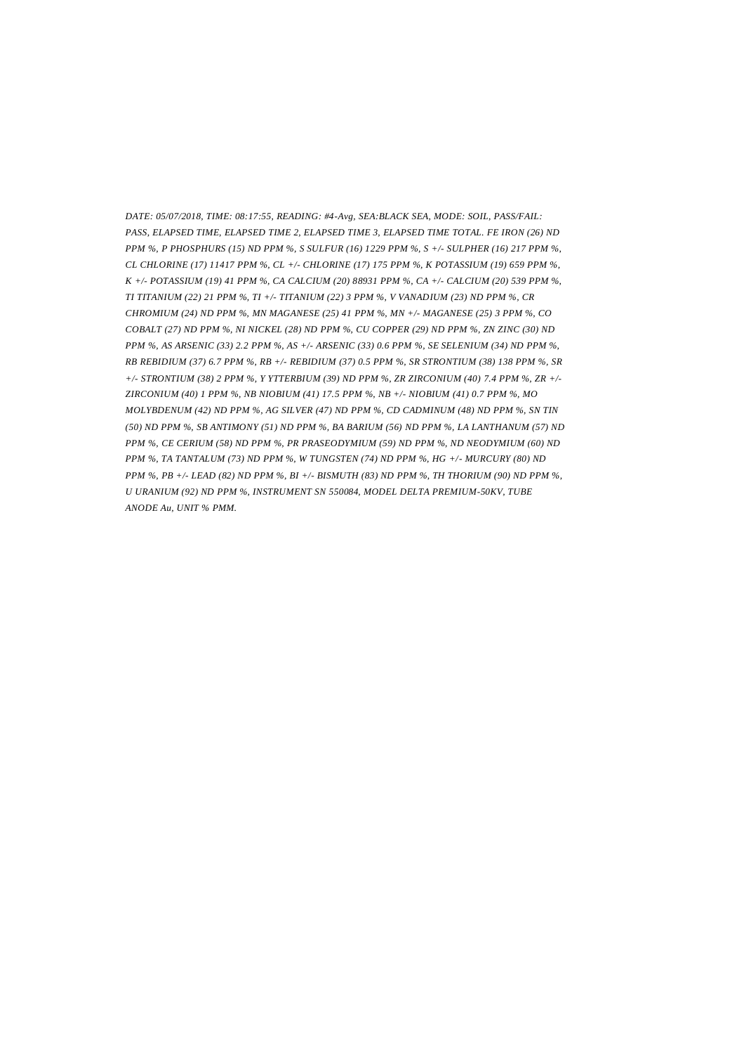*DATE: 05/07/2018, TIME: 08:17:55, READING: #4-Avg, SEA:BLACK SEA, MODE: SOIL, PASS/FAIL: PASS, ELAPSED TIME, ELAPSED TIME 2, ELAPSED TIME 3, ELAPSED TIME TOTAL. FE IRON (26) ND PPM %, P PHOSPHURS (15) ND PPM %, S SULFUR (16) 1229 PPM %, S +/- SULPHER (16) 217 PPM %, CL CHLORINE (17) 11417 PPM %, CL +/- CHLORINE (17) 175 PPM %, K POTASSIUM (19) 659 PPM %, K +/- POTASSIUM (19) 41 PPM %, CA CALCIUM (20) 88931 PPM %, CA +/- CALCIUM (20) 539 PPM %, TI TITANIUM (22) 21 PPM %, TI +/- TITANIUM (22) 3 PPM %, V VANADIUM (23) ND PPM %, CR CHROMIUM (24) ND PPM %, MN MAGANESE (25) 41 PPM %, MN +/- MAGANESE (25) 3 PPM %, CO COBALT (27) ND PPM %, NI NICKEL (28) ND PPM %, CU COPPER (29) ND PPM %, ZN ZINC (30) ND PPM %, AS ARSENIC (33) 2.2 PPM %, AS +/- ARSENIC (33) 0.6 PPM %, SE SELENIUM (34) ND PPM %, RB REBIDIUM (37) 6.7 PPM %, RB +/- REBIDIUM (37) 0.5 PPM %, SR STRONTIUM (38) 138 PPM %, SR +/- STRONTIUM (38) 2 PPM %, Y YTTERBIUM (39) ND PPM %, ZR ZIRCONIUM (40) 7.4 PPM %, ZR +/- ZIRCONIUM (40) 1 PPM %, NB NIOBIUM (41) 17.5 PPM %, NB +/- NIOBIUM (41) 0.7 PPM %, MO MOLYBDENUM (42) ND PPM %, AG SILVER (47) ND PPM %, CD CADMINUM (48) ND PPM %, SN TIN (50) ND PPM %, SB ANTIMONY (51) ND PPM %, BA BARIUM (56) ND PPM %, LA LANTHANUM (57) ND PPM %, CE CERIUM (58) ND PPM %, PR PRASEODYMIUM (59) ND PPM %, ND NEODYMIUM (60) ND PPM %, TA TANTALUM (73) ND PPM %, W TUNGSTEN (74) ND PPM %, HG +/- MURCURY (80) ND PPM %, PB +/- LEAD (82) ND PPM %, BI +/- BISMUTH (83) ND PPM %, TH THORIUM (90) ND PPM %, U URANIUM (92) ND PPM %, INSTRUMENT SN 550084, MODEL DELTA PREMIUM-50KV, TUBE ANODE Au, UNIT % PMM.*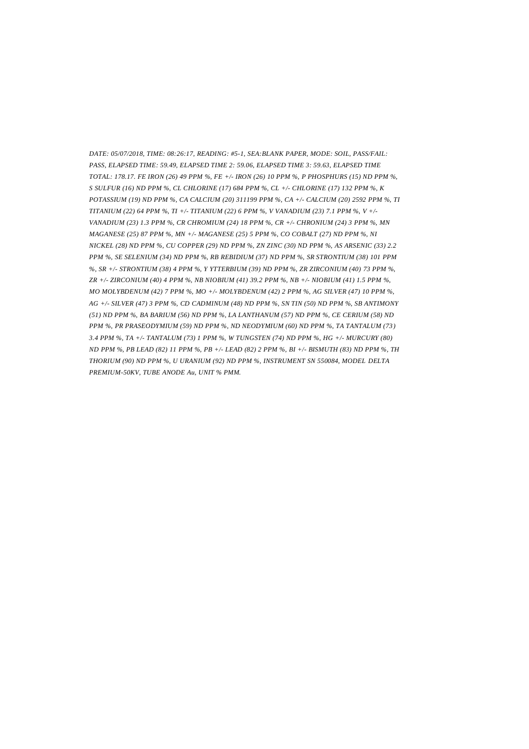*DATE: 05/07/2018, TIME: 08:26:17, READING: #5-1, SEA:BLANK PAPER, MODE: SOIL, PASS/FAIL: PASS, ELAPSED TIME: 59.49, ELAPSED TIME 2: 59.06, ELAPSED TIME 3: 59.63, ELAPSED TIME TOTAL: 178.17. FE IRON (26) 49 PPM %, FE +/- IRON (26) 10 PPM %, P PHOSPHURS (15) ND PPM %, S SULFUR (16) ND PPM %, CL CHLORINE (17) 684 PPM %, CL +/- CHLORINE (17) 132 PPM %, K POTASSIUM (19) ND PPM %, CA CALCIUM (20) 311199 PPM %, CA +/- CALCIUM (20) 2592 PPM %, TI TITANIUM (22) 64 PPM %, TI +/- TITANIUM (22) 6 PPM %, V VANADIUM (23) 7.1 PPM %, V +/- VANADIUM (23) 1.3 PPM %, CR CHROMIUM (24) 18 PPM %, CR +/- CHRONIUM (24) 3 PPM %, MN MAGANESE (25) 87 PPM %, MN +/- MAGANESE (25) 5 PPM %, CO COBALT (27) ND PPM %, NI NICKEL (28) ND PPM %, CU COPPER (29) ND PPM %, ZN ZINC (30) ND PPM %, AS ARSENIC (33) 2.2 PPM %, SE SELENIUM (34) ND PPM %, RB REBIDIUM (37) ND PPM %, SR STRONTIUM (38) 101 PPM %, SR +/- STRONTIUM (38) 4 PPM %, Y YTTERBIUM (39) ND PPM %, ZR ZIRCONIUM (40) 73 PPM %, ZR +/- ZIRCONIUM (40) 4 PPM %, NB NIOBIUM (41) 39.2 PPM %, NB +/- NIOBIUM (41) 1.5 PPM %, MO MOLYBDENUM (42) 7 PPM %, MO +/- MOLYBDENUM (42) 2 PPM %, AG SILVER (47) 10 PPM %, AG +/- SILVER (47) 3 PPM %, CD CADMINUM (48) ND PPM %, SN TIN (50) ND PPM %, SB ANTIMONY (51) ND PPM %, BA BARIUM (56) ND PPM %, LA LANTHANUM (57) ND PPM %, CE CERIUM (58) ND PPM %, PR PRASEODYMIUM (59) ND PPM %, ND NEODYMIUM (60) ND PPM %, TA TANTALUM (73) 3.4 PPM %, TA +/- TANTALUM (73) 1 PPM %, W TUNGSTEN (74) ND PPM %, HG +/- MURCURY (80) ND PPM %, PB LEAD (82) 11 PPM %, PB +/- LEAD (82) 2 PPM %, BI +/- BISMUTH (83) ND PPM %, TH THORIUM (90) ND PPM %, U URANIUM (92) ND PPM %, INSTRUMENT SN 550084, MODEL DELTA PREMIUM-50KV, TUBE ANODE Au, UNIT % PMM.*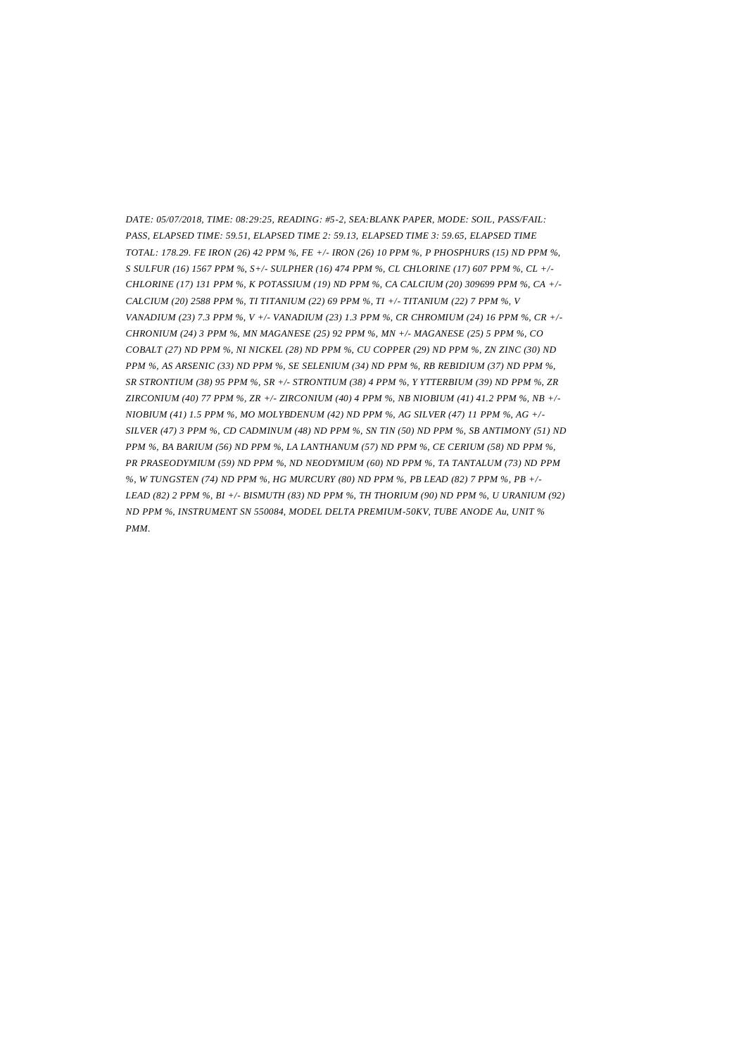*DATE: 05/07/2018, TIME: 08:29:25, READING: #5-2, SEA:BLANK PAPER, MODE: SOIL, PASS/FAIL: PASS, ELAPSED TIME: 59.51, ELAPSED TIME 2: 59.13, ELAPSED TIME 3: 59.65, ELAPSED TIME TOTAL: 178.29. FE IRON (26) 42 PPM %, FE +/- IRON (26) 10 PPM %, P PHOSPHURS (15) ND PPM %, S SULFUR (16) 1567 PPM %, S+/- SULPHER (16) 474 PPM %, CL CHLORINE (17) 607 PPM %, CL +/- CHLORINE (17) 131 PPM %, K POTASSIUM (19) ND PPM %, CA CALCIUM (20) 309699 PPM %, CA +/- CALCIUM (20) 2588 PPM %, TI TITANIUM (22) 69 PPM %, TI +/- TITANIUM (22) 7 PPM %, V VANADIUM (23) 7.3 PPM %, V +/- VANADIUM (23) 1.3 PPM %, CR CHROMIUM (24) 16 PPM %, CR +/- CHRONIUM (24) 3 PPM %, MN MAGANESE (25) 92 PPM %, MN +/- MAGANESE (25) 5 PPM %, CO COBALT (27) ND PPM %, NI NICKEL (28) ND PPM %, CU COPPER (29) ND PPM %, ZN ZINC (30) ND PPM %, AS ARSENIC (33) ND PPM %, SE SELENIUM (34) ND PPM %, RB REBIDIUM (37) ND PPM %, SR STRONTIUM (38) 95 PPM %, SR +/- STRONTIUM (38) 4 PPM %, Y YTTERBIUM (39) ND PPM %, ZR ZIRCONIUM (40) 77 PPM %, ZR +/- ZIRCONIUM (40) 4 PPM %, NB NIOBIUM (41) 41.2 PPM %, NB +/- NIOBIUM (41) 1.5 PPM %, MO MOLYBDENUM (42) ND PPM %, AG SILVER (47) 11 PPM %, AG +/- SILVER (47) 3 PPM %, CD CADMINUM (48) ND PPM %, SN TIN (50) ND PPM %, SB ANTIMONY (51) ND PPM %, BA BARIUM (56) ND PPM %, LA LANTHANUM (57) ND PPM %, CE CERIUM (58) ND PPM %, PR PRASEODYMIUM (59) ND PPM %, ND NEODYMIUM (60) ND PPM %, TA TANTALUM (73) ND PPM %, W TUNGSTEN (74) ND PPM %, HG MURCURY (80) ND PPM %, PB LEAD (82) 7 PPM %, PB +/- LEAD (82) 2 PPM %, BI +/- BISMUTH (83) ND PPM %, TH THORIUM (90) ND PPM %, U URANIUM (92) ND PPM %, INSTRUMENT SN 550084, MODEL DELTA PREMIUM-50KV, TUBE ANODE Au, UNIT % PMM.*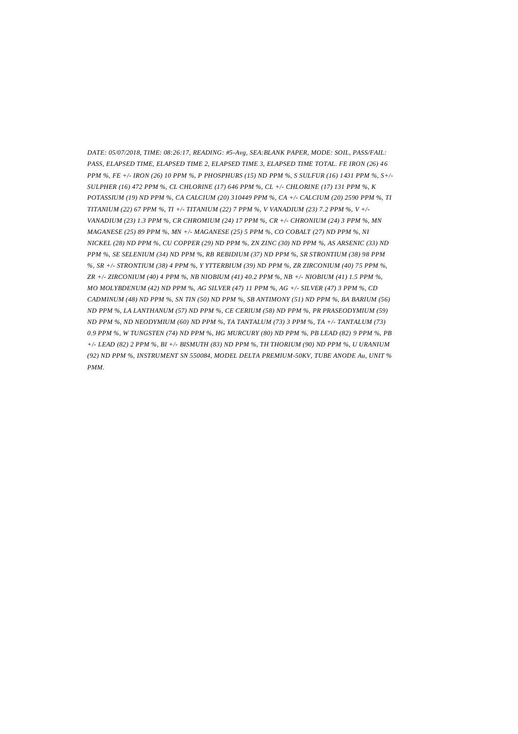*DATE: 05/07/2018, TIME: 08:26:17, READING: #5-Avg, SEA:BLANK PAPER, MODE: SOIL, PASS/FAIL: PASS, ELAPSED TIME, ELAPSED TIME 2, ELAPSED TIME 3, ELAPSED TIME TOTAL. FE IRON (26) 46 PPM %, FE +/- IRON (26) 10 PPM %, P PHOSPHURS (15) ND PPM %, S SULFUR (16) 1431 PPM %, S+/- SULPHER (16) 472 PPM %, CL CHLORINE (17) 646 PPM %, CL +/- CHLORINE (17) 131 PPM %, K POTASSIUM (19) ND PPM %, CA CALCIUM (20) 310449 PPM %, CA +/- CALCIUM (20) 2590 PPM %, TI TITANIUM (22) 67 PPM %, TI +/- TITANIUM (22) 7 PPM %, V VANADIUM (23) 7.2 PPM %, V +/- VANADIUM (23) 1.3 PPM %, CR CHROMIUM (24) 17 PPM %, CR +/- CHRONIUM (24) 3 PPM %, MN MAGANESE (25) 89 PPM %, MN +/- MAGANESE (25) 5 PPM %, CO COBALT (27) ND PPM %, NI NICKEL (28) ND PPM %, CU COPPER (29) ND PPM %, ZN ZINC (30) ND PPM %, AS ARSENIC (33) ND PPM %, SE SELENIUM (34) ND PPM %, RB REBIDIUM (37) ND PPM %, SR STRONTIUM (38) 98 PPM %, SR +/- STRONTIUM (38) 4 PPM %, Y YTTERBIUM (39) ND PPM %, ZR ZIRCONIUM (40) 75 PPM %, ZR +/- ZIRCONIUM (40) 4 PPM %, NB NIOBIUM (41) 40.2 PPM %, NB +/- NIOBIUM (41) 1.5 PPM %, MO MOLYBDENUM (42) ND PPM %, AG SILVER (47) 11 PPM %, AG +/- SILVER (47) 3 PPM %, CD CADMINUM (48) ND PPM %, SN TIN (50) ND PPM %, SB ANTIMONY (51) ND PPM %, BA BARIUM (56) ND PPM %, LA LANTHANUM (57) ND PPM %, CE CERIUM (58) ND PPM %, PR PRASEODYMIUM (59) ND PPM %, ND NEODYMIUM (60) ND PPM %, TA TANTALUM (73) 3 PPM %, TA +/- TANTALUM (73) 0.9 PPM %, W TUNGSTEN (74) ND PPM %, HG MURCURY (80) ND PPM %, PB LEAD (82) 9 PPM %, PB +/- LEAD (82) 2 PPM %, BI +/- BISMUTH (83) ND PPM %, TH THORIUM (90) ND PPM %, U URANIUM (92) ND PPM %, INSTRUMENT SN 550084, MODEL DELTA PREMIUM-50KV, TUBE ANODE Au, UNIT % PMM.*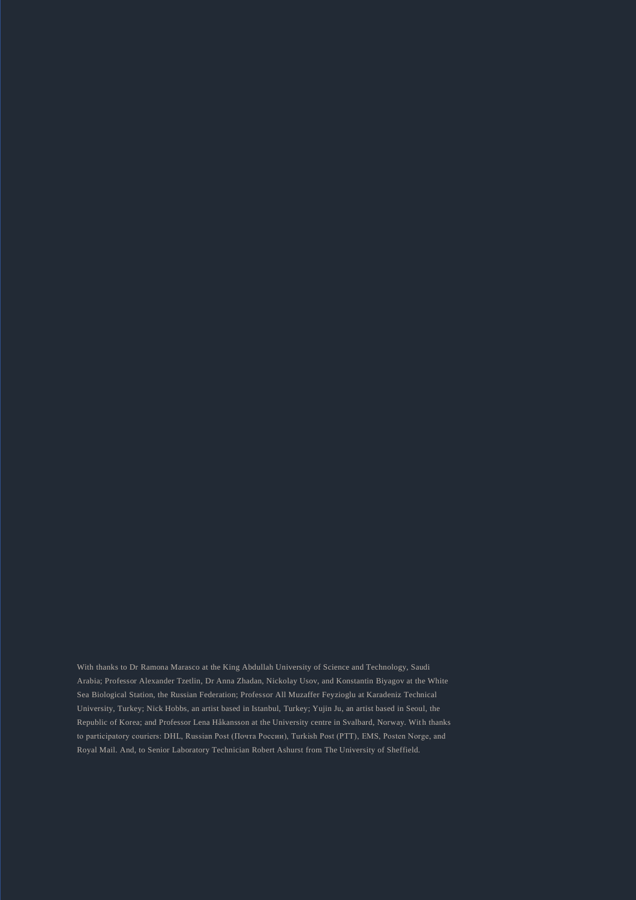With thanks to Dr Ramona Marasco at the King Abdullah University of Science and Technology, Saudi Arabia; Professor Alexander Tzetlin, Dr Anna Zhadan, Nickolay Usov, and Konstantin Biyagov at the White Sea Biological Station, the Russian Federation; Professor All Muzaffer Feyzioglu at Karadeniz Technical University, Turkey; Nick Hobbs, an artist based in Istanbul, Turkey; Yujin Ju, an artist based in Seoul, the Republic of Korea; and Professor Lena Håkansson at the University centre in Svalbard, Norway. With thanks to participatory couriers: DHL, Russian Post (Почта России), Turkish Post (PTT), EMS, Posten Norge, and Royal Mail. And, to Senior Laboratory Technician Robert Ashurst from The University of Sheffield.